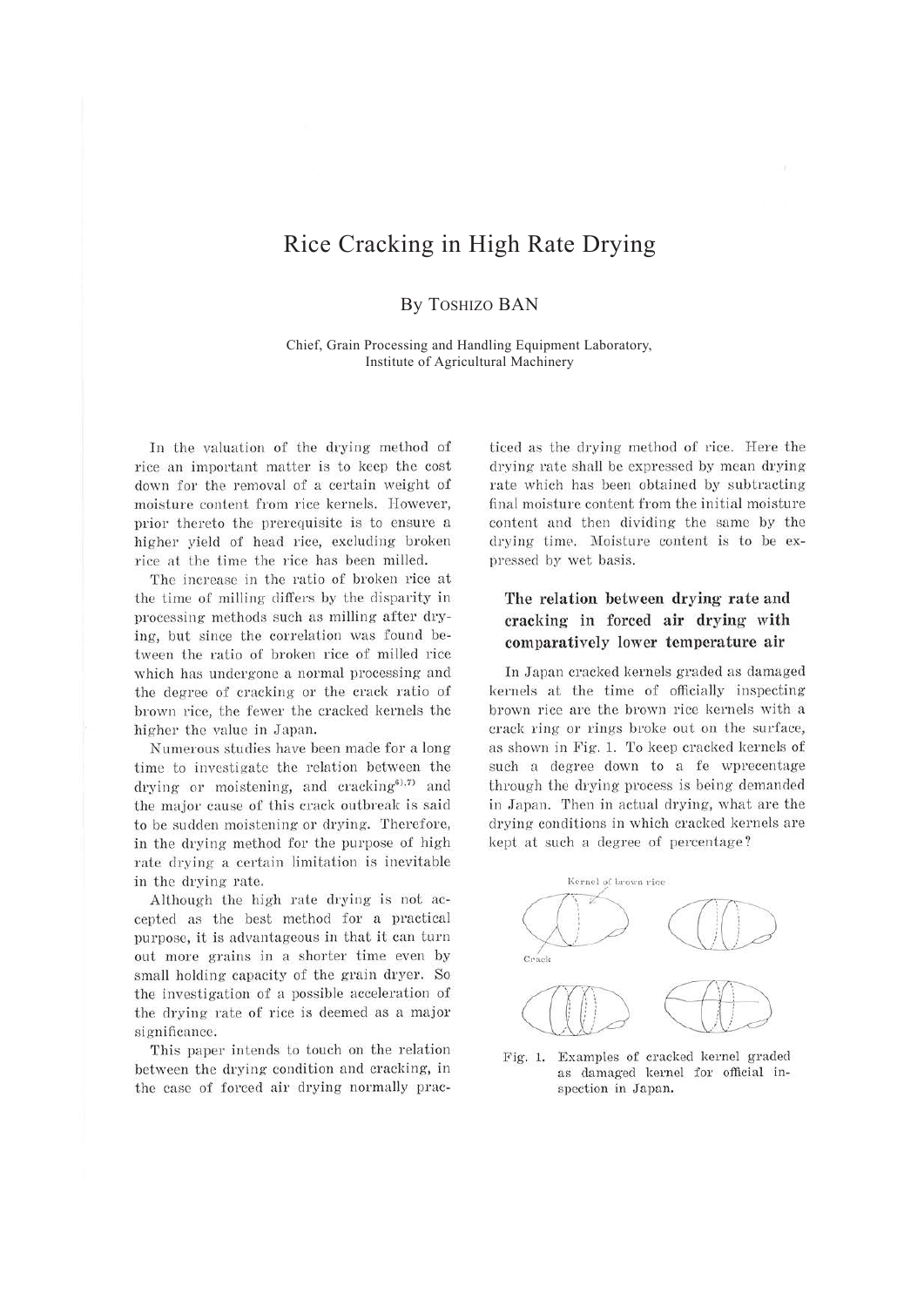# Rice Cracking in High Rate Drying

By TOSHIZO BAN

Chief, Grain Processing and Handling Equipment Laboratory, Institute of Agricultural Machinery

In the valuation of the drying method of rice an important matter is to keep the cost down for the removal of a certain weight of moisture content from rice kernels. However, prior thereto the prerequisite is to ensure a higher yield of head rice, excluding broken rice at the time the rice has been milled.

The increase in the ratio of broken rice at the time of milling differs by the disparity in processing methods such as milling after drying, but since the correlation was found between the ratio of broken rice of milled rice which has undergone a normal processing and the degree of cracking or the crack ratio of brown rice, the fewer the cracked kernels the higher the value in Japan.

Numerous studies have been made for a long time to investigate the relation between the drying or moistening, and cracking[5),7)] and the major cause of this crack outbreak is said to be sudden moistening or drying. Therefore, in the drying method for the purpose of high rate drying a certain limitation is inevitable in the drying rate.

Although the high rate drying is not accepted as the best method for a practical purpose, it is advantageous in that it can turn out more grains in a shorter time even by small holding capacity of the grain dryer. So the investigation of a possible acceleration of the drying rate of rice is deemed as a major significance.

This paper intends to touch on the relation between the drying condition and cracking, in the case of forced air drying normally practiced as the drying method of rice. Here the drying rate shall be expressed by mean drying rate which has been obtained by subtracting final moisture content from the initial moisture content and then dividing the same by the drying time. Moisture content is to be expressed by wet basis.

## The relation between drying rate and cracking in forced air drying with comparatively lower temperature air

In Japan cracked kernels graded as damaged kernels at the time of officially inspecting brown rice are the brown rice kernels with a crack ring or rings broke out on the surface, as shown in Fig. 1. To keep cracked kernels of such a degree down to a fe wprecentage through the drying process is being demanded in Japan. Then in actual drying, what are the drying conditions in which cracked kernels are kept at such a degree of percentage?

Kernel of brown rice

Crack

Fig. 1. Examples of cracked kernel graded as damaged kernel for official inspection in Japan.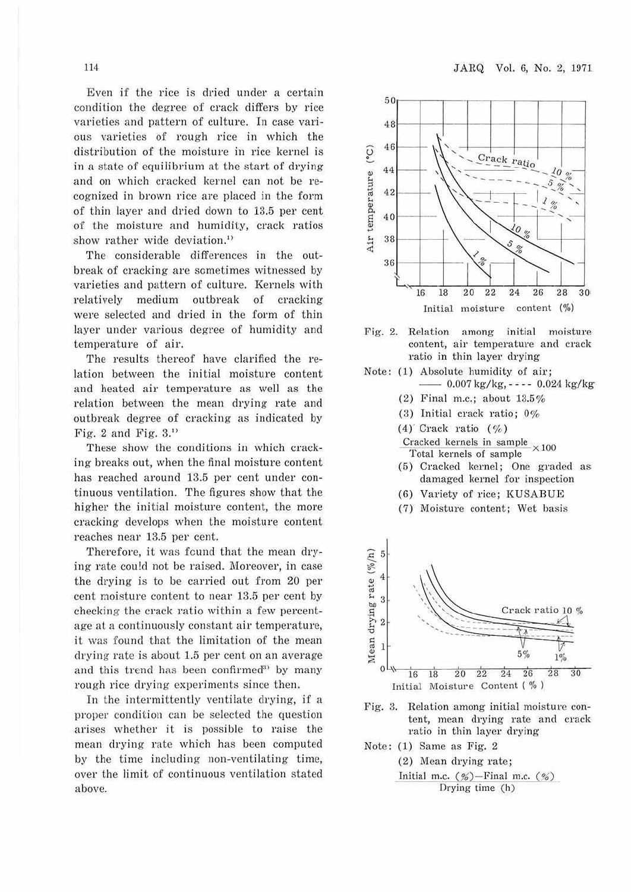Even if the rice is dried under a certain condition the degree of crack differs by rice varieties and pattern of culture. In case various varieties of rough rice in which the distribution of the moisture in rice kernel is in a state of equilibrium at the start of drying and on which cracked kernel can not be recognized in brown rice are placed in the form of thin layer and dried down to 13.5 per cent of the moisture and humidity, crack ratios show rather wide deviation.[1]

The considerable differences in the outbreak of cracking are sometimes witnessed by varieties and pattern of culture. Kernels with relatively medium outbreak of cracking were selected and dried in the form of thin layer under various degree of humidity and temperature of air.

The results thereof have clarified the relation between the initial moisture content and heated air temperature as well as the relation between the mean drying rate and outbreak degree of cracking as indicated by Fig. 2 and Fig. 3.[1]

These show the conditions in which cracking breaks out, when the final moisture content has reached around 13.5 per cent under continuous ventilation. The figures show that the higher the initial moisture content, the more cracking develops when the moisture content reaches near 13.5 per cent.

Therefore, it was found that the mean drying rate could not be raised. Moreover, in case the drying is to be carried out from 20 per cent moisture content to near 13.5 per cent by checking the crack ratio within a few percentage at a continuously constant air temperature, it was found that the limitation of the mean drying rate is about 1.5 per cent on an average and this trend has been confirmed[3] by many rough rice drying experiments since then.

In the intermittently ventilate drying, if a proper condition can be selected the question arises whether it is possible to raise the mean drying rate which has been computed by the time including non-ventilating time, over the limit of continuous ventilation stated above.

Fig. 2. Relation among initial moisture content, air temperature and crack ratio in thin layer drying

Note: (1) Absolute humidity of air; —— 0.007 kg/kg, - - - - 0.024 kg/kg
(2) Final m.c.; about 13.5%
(3) Initial crack ratio; 0%
(4) Crack ratio (%)
$$\frac{\text{Cracked kernels in sample}}{\text{Total kernels of sample}} \times 100$$
(5) Cracked kernel; One graded as damaged kernel for inspection
(6) Variety of rice; KUSABUE
(7) Moisture content; Wet basis

Fig. 3. Relation among initial moisture content, mean drying rate and crack ratio in thin layer drying

Note: (1) Same as Fig. 2
(2) Mean drying rate;
$$\frac{\text{Initial m.c. (\%)} - \text{Final m.c. (\%)}}{\text{Drying time (h)}}$$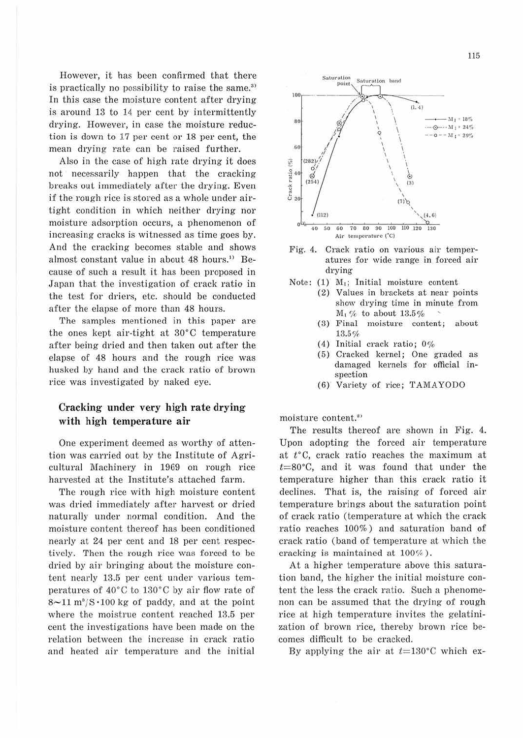However, it has been confirmed that there is practically no possibility to raise the same.[3] In this case the moisture content after drying is around 13 to 14 per cent by intermittently drying. However, in case the moisture reduction is down to 17 per cent or 18 per cent, the mean drying rate can be raised further.

Also in the case of high rate drying it does not necessarily happen that the cracking breaks out immediately after the drying. Even if the rough rice is stored as a whole under airtight condition in which neither drying nor moisture adsorption occurs, a phenomenon of increasing cracks is witnessed as time goes by. And the cracking becomes stable and shows almost constant value in about 48 hours.[1] Because of such a result it has been proposed in Japan that the investigation of crack ratio in the test for driers, etc. should be conducted after the elapse of more than 48 hours.

The samples mentioned in this paper are the ones kept air-tight at 30°C temperature after being dried and then taken out after the elapse of 48 hours and the rough rice was husked by hand and the crack ratio of brown rice was investigated by naked eye.

## Cracking under very high rate drying with high temperature air

One experiment deemed as worthy of attention was carried out by the Institute of Agricultural Machinery in 1969 on rough rice harvested at the Institute's attached farm.

The rough rice with high moisture content was dried immediately after harvest or dried naturally under normal condition. And the moisture content thereof has been conditioned nearly at 24 per cent and 18 per cent respectively. Then the rough rice was forced to be dried by air bringing about the moisture content nearly 13.5 per cent under various temperatures of 40°C to 130°C by air flow rate of $8 \sim 11\ m^3/S \cdot 100$ kg of paddy, and at the point where the moistrue content reached 13.5 per cent the investigations have been made on the relation between the increase in crack ratio and heated air temperature and the initial moisture content.[2]

Fig. 4. Crack ratio on various air temperatures for wide range in forced air drying

Note: (1) $M_I$; Initial moisture content
(2) Values in brackets at near points show drying time in minute from $M_I$ % to about 13.5%
(3) Final moisture content; about 13.5%
(4) Initial crack ratio; 0%
(5) Cracked kernel; One graded as damaged kernels for official inspection
(6) Variety of rice; TAMAYODO

The results thereof are shown in Fig. 4. Upon adopting the forced air temperature at $t$°C, crack ratio reaches the maximum at $t$=80°C, and it was found that under the temperature higher than this crack ratio it declines. That is, the raising of forced air temperature brings about the saturation point of crack ratio (temperature at which the crack ratio reaches 100%) and saturation band of crack ratio (band of temperature at which the cracking is maintained at 100%).

At a higher temperature above this saturation band, the higher the initial moisture content the less the crack ratio. Such a phenomenon can be assumed that the drying of rough rice at high temperature invites the gelatinization of brown rice, thereby brown rice becomes difficult to be cracked.

By applying the air at $t$=130°C which ex-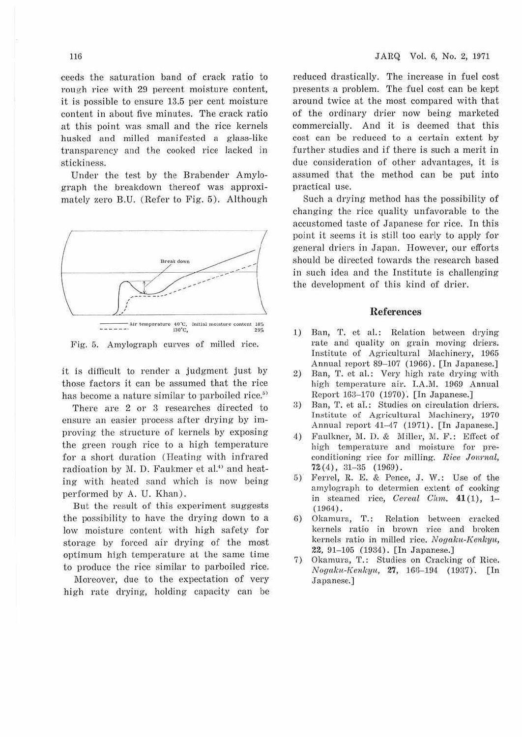ceeds the saturation band of crack ratio to rough rice with 29 percent moisture content, it is possible to ensure 13.5 per cent moisture content in about five minutes. The crack ratio at this point was small and the rice kernels husked and milled manifested a glass-like transparency and the cooked rice lacked in stickiness.

Under the test by the Brabender Amylograph the breakdown thereof was approximately zero B.U. (Refer to Fig. 5). Although

Break down

——— Air temperature 40°C, Initial moisture content 18%
- - - - - 130°C, 29%

Fig. 5. Amylograph curves of milled rice.

it is difficult to render a judgment just by those factors it can be assumed that the rice has become a nature similar to parboiled rice.[5]

There are 2 or 3 researches directed to ensure an easier process after drying by improving the structure of kernels by exposing the green rough rice to a high temperature for a short duration (Heating with infrared radioation by M. D. Faukmer et al.[4] and heating with heated sand which is now being performed by A. U. Khan).

But the result of this experiment suggests the possibility to have the drying down to a low moisture content with high safety for storage by forced air drying of the most optimum high temperature at the same time to produce the rice similar to parboiled rice.

Moreover, due to the expectation of very high rate drying, holding capacity can be reduced drastically. The increase in fuel cost presents a problem. The fuel cost can be kept around twice at the most compared with that of the ordinary drier now being marketed commercially. And it is deemed that this cost can be reduced to a certain extent by further studies and if there is such a merit in due consideration of other advantages, it is assumed that the method can be put into practical use.

Such a drying method has the possibility of changing the rice quality unfavorable to the accustomed taste of Japanese for rice. In this point it seems it is still too early to apply for general driers in Japan. However, our efforts should be directed towards the research based in such idea and the Institute is challenging the development of this kind of drier.

## References

1) Ban, T. et al.: Relation between drying rate and quality on grain moving driers. Institute of Agricultural Machinery, 1965 Annual report 89–107 (1966). [In Japanese.]
2) Ban, T. et al.: Very high rate drying with high temperature air. I.A.M. 1969 Annual Report 163–170 (1970). [In Japanese.]
3) Ban, T. et al.: Studies on circulation driers. Institute of Agricultural Machinery, 1970 Annual report 41–47 (1971). [In Japanese.]
4) Faulkner, M. D. & Miller, M. F.: Effect of high temperature and moisture for preconditioning rice for milling. *Rice Journal*, **72**(4), 31–35 (1969).
5) Ferrel, R. E. & Pence, J. W.: Use of the amylograph to determien extent of cooking in steamed rice, *Cereal Chm.* **41**(1), 1– (1964).
6) Okamura, T.: Relation between cracked kernels ratio in brown rice and broken kernels ratio in milled rice. *Nogaku-Kenkyu*, **22**, 91–105 (1934). [In Japanese.]
7) Okamura, T.: Studies on Cracking of Rice. *Nogaku-Kenkyu*, **27**, 166–194 (1937). [In Japanese.]